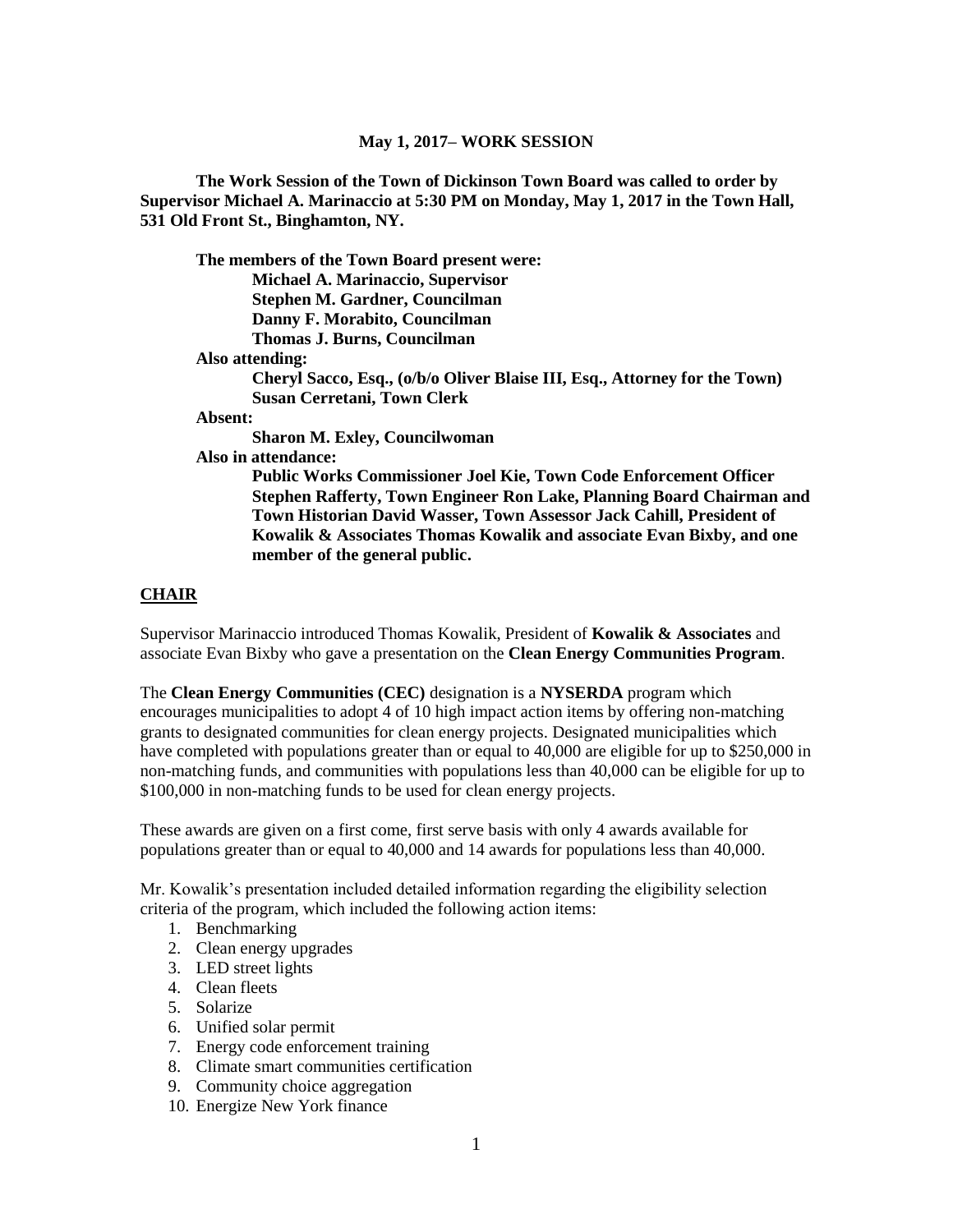**May 1, 2017– WORK SESSION**

**The Work Session of the Town of Dickinson Town Board was called to order by Supervisor Michael A. Marinaccio at 5:30 PM on Monday, May 1, 2017 in the Town Hall, 531 Old Front St., Binghamton, NY.**

**The members of the Town Board present were:**
**Michael A. Marinaccio, Supervisor**
**Stephen M. Gardner, Councilman**
**Danny F. Morabito, Councilman**
**Thomas J. Burns, Councilman**

**Also attending:**
**Cheryl Sacco, Esq., (o/b/o Oliver Blaise III, Esq., Attorney for the Town)**
**Susan Cerretani, Town Clerk**

**Absent:**
**Sharon M. Exley, Councilwoman**

**Also in attendance:**
**Public Works Commissioner Joel Kie, Town Code Enforcement Officer Stephen Rafferty, Town Engineer Ron Lake, Planning Board Chairman and Town Historian David Wasser, Town Assessor Jack Cahill, President of Kowalik & Associates Thomas Kowalik and associate Evan Bixby, and one member of the general public.**

## **CHAIR**

Supervisor Marinaccio introduced Thomas Kowalik, President of **Kowalik & Associates** and associate Evan Bixby who gave a presentation on the **Clean Energy Communities Program**.

The **Clean Energy Communities (CEC)** designation is a **NYSERDA** program which encourages municipalities to adopt 4 of 10 high impact action items by offering non-matching grants to designated communities for clean energy projects. Designated municipalities which have completed with populations greater than or equal to 40,000 are eligible for up to $250,000 in non-matching funds, and communities with populations less than 40,000 can be eligible for up to $100,000 in non-matching funds to be used for clean energy projects.

These awards are given on a first come, first serve basis with only 4 awards available for populations greater than or equal to 40,000 and 14 awards for populations less than 40,000.

Mr. Kowalik's presentation included detailed information regarding the eligibility selection criteria of the program, which included the following action items:

1. Benchmarking
2. Clean energy upgrades
3. LED street lights
4. Clean fleets
5. Solarize
6. Unified solar permit
7. Energy code enforcement training
8. Climate smart communities certification
9. Community choice aggregation
10. Energize New York finance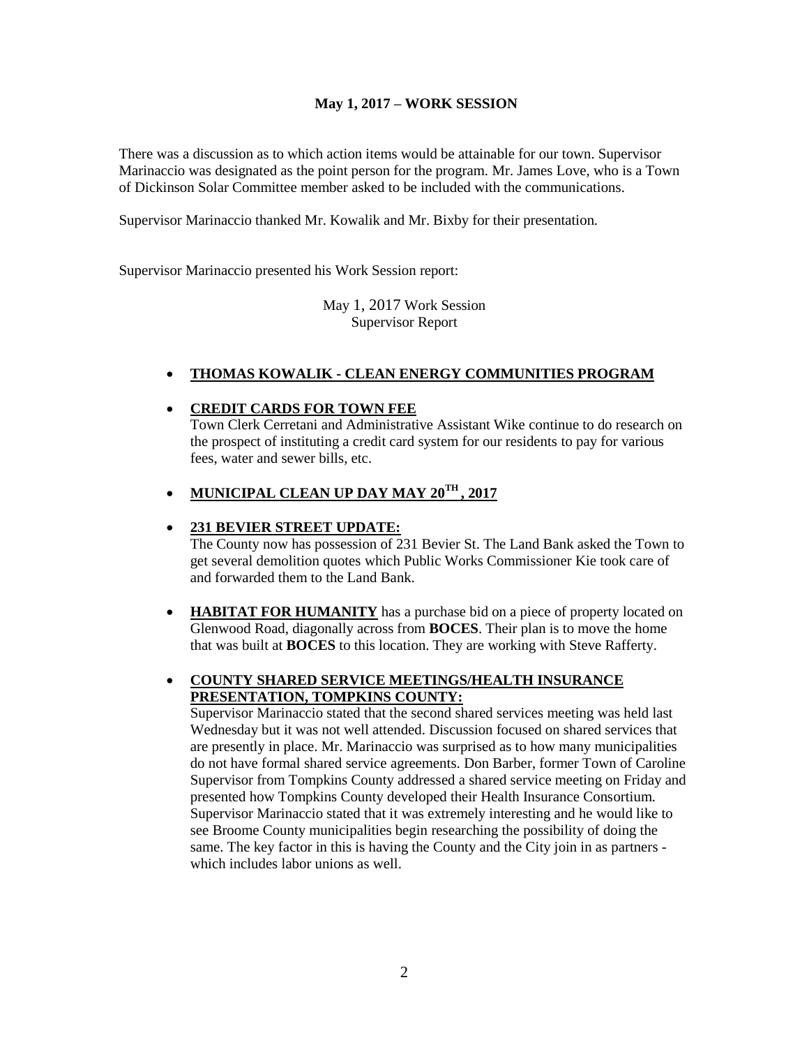**May 1, 2017 – WORK SESSION**

There was a discussion as to which action items would be attainable for our town. Supervisor Marinaccio was designated as the point person for the program. Mr. James Love, who is a Town of Dickinson Solar Committee member asked to be included with the communications.

Supervisor Marinaccio thanked Mr. Kowalik and Mr. Bixby for their presentation.

Supervisor Marinaccio presented his Work Session report:

May 1, 2017 Work Session
Supervisor Report

- **THOMAS KOWALIK - CLEAN ENERGY COMMUNITIES PROGRAM**

- **CREDIT CARDS FOR TOWN FEE**
  Town Clerk Cerretani and Administrative Assistant Wike continue to do research on the prospect of instituting a credit card system for our residents to pay for various fees, water and sewer bills, etc.

- **MUNICIPAL CLEAN UP DAY MAY 20TH, 2017**

- **231 BEVIER STREET UPDATE:**
  The County now has possession of 231 Bevier St. The Land Bank asked the Town to get several demolition quotes which Public Works Commissioner Kie took care of and forwarded them to the Land Bank.

- **HABITAT FOR HUMANITY** has a purchase bid on a piece of property located on Glenwood Road, diagonally across from **BOCES**. Their plan is to move the home that was built at **BOCES** to this location. They are working with Steve Rafferty.

- **COUNTY SHARED SERVICE MEETINGS/HEALTH INSURANCE PRESENTATION, TOMPKINS COUNTY:**
  Supervisor Marinaccio stated that the second shared services meeting was held last Wednesday but it was not well attended. Discussion focused on shared services that are presently in place. Mr. Marinaccio was surprised as to how many municipalities do not have formal shared service agreements. Don Barber, former Town of Caroline Supervisor from Tompkins County addressed a shared service meeting on Friday and presented how Tompkins County developed their Health Insurance Consortium. Supervisor Marinaccio stated that it was extremely interesting and he would like to see Broome County municipalities begin researching the possibility of doing the same. The key factor in this is having the County and the City join in as partners - which includes labor unions as well.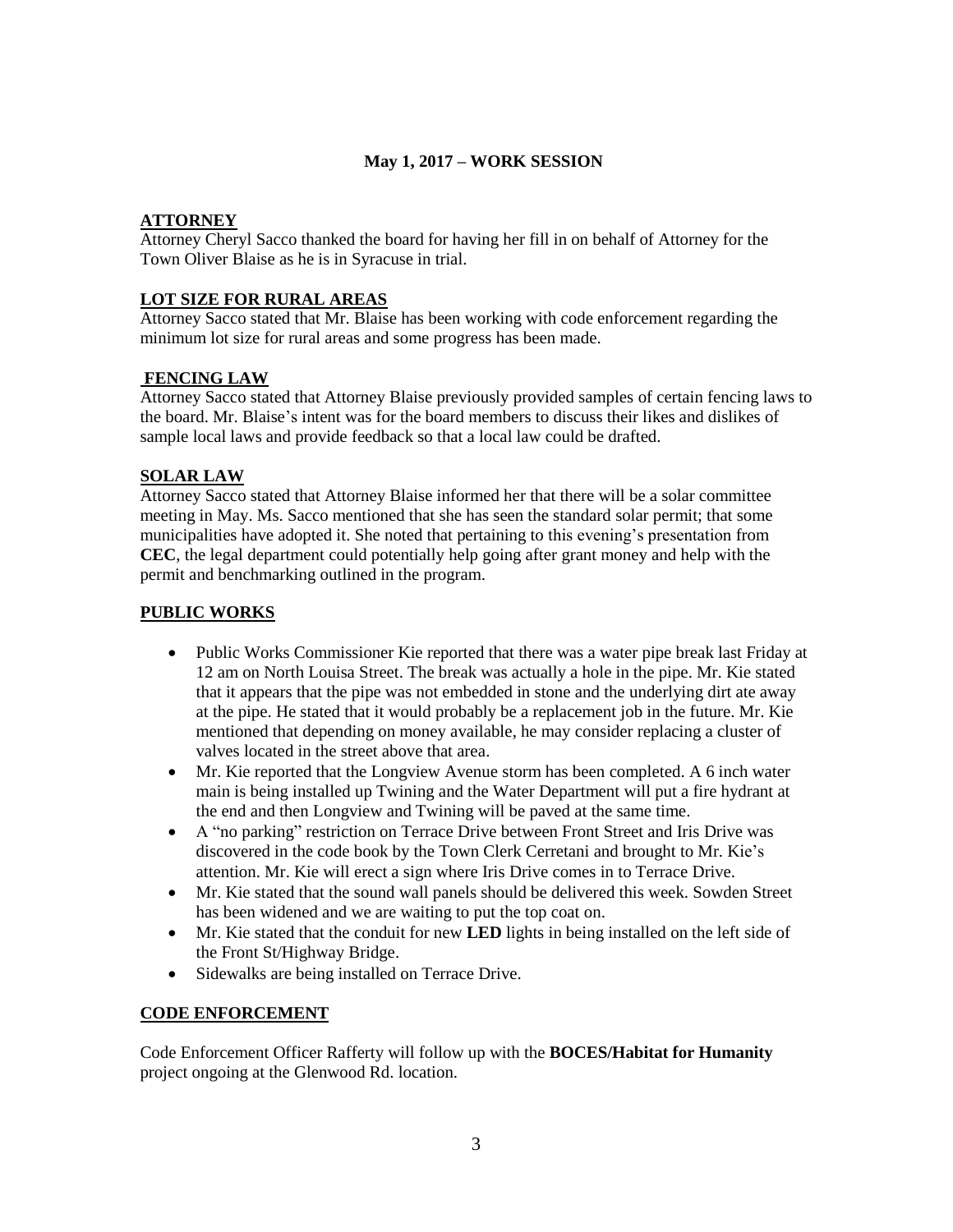# May 1, 2017 – WORK SESSION

## ATTORNEY

Attorney Cheryl Sacco thanked the board for having her fill in on behalf of Attorney for the Town Oliver Blaise as he is in Syracuse in trial.

## LOT SIZE FOR RURAL AREAS

Attorney Sacco stated that Mr. Blaise has been working with code enforcement regarding the minimum lot size for rural areas and some progress has been made.

## FENCING LAW

Attorney Sacco stated that Attorney Blaise previously provided samples of certain fencing laws to the board. Mr. Blaise's intent was for the board members to discuss their likes and dislikes of sample local laws and provide feedback so that a local law could be drafted.

## SOLAR LAW

Attorney Sacco stated that Attorney Blaise informed her that there will be a solar committee meeting in May. Ms. Sacco mentioned that she has seen the standard solar permit; that some municipalities have adopted it. She noted that pertaining to this evening's presentation from **CEC**, the legal department could potentially help going after grant money and help with the permit and benchmarking outlined in the program.

## PUBLIC WORKS

- Public Works Commissioner Kie reported that there was a water pipe break last Friday at 12 am on North Louisa Street. The break was actually a hole in the pipe. Mr. Kie stated that it appears that the pipe was not embedded in stone and the underlying dirt ate away at the pipe. He stated that it would probably be a replacement job in the future. Mr. Kie mentioned that depending on money available, he may consider replacing a cluster of valves located in the street above that area.
- Mr. Kie reported that the Longview Avenue storm has been completed. A 6 inch water main is being installed up Twining and the Water Department will put a fire hydrant at the end and then Longview and Twining will be paved at the same time.
- A "no parking" restriction on Terrace Drive between Front Street and Iris Drive was discovered in the code book by the Town Clerk Cerretani and brought to Mr. Kie's attention. Mr. Kie will erect a sign where Iris Drive comes in to Terrace Drive.
- Mr. Kie stated that the sound wall panels should be delivered this week. Sowden Street has been widened and we are waiting to put the top coat on.
- Mr. Kie stated that the conduit for new **LED** lights in being installed on the left side of the Front St/Highway Bridge.
- Sidewalks are being installed on Terrace Drive.

## CODE ENFORCEMENT

Code Enforcement Officer Rafferty will follow up with the **BOCES/Habitat for Humanity** project ongoing at the Glenwood Rd. location.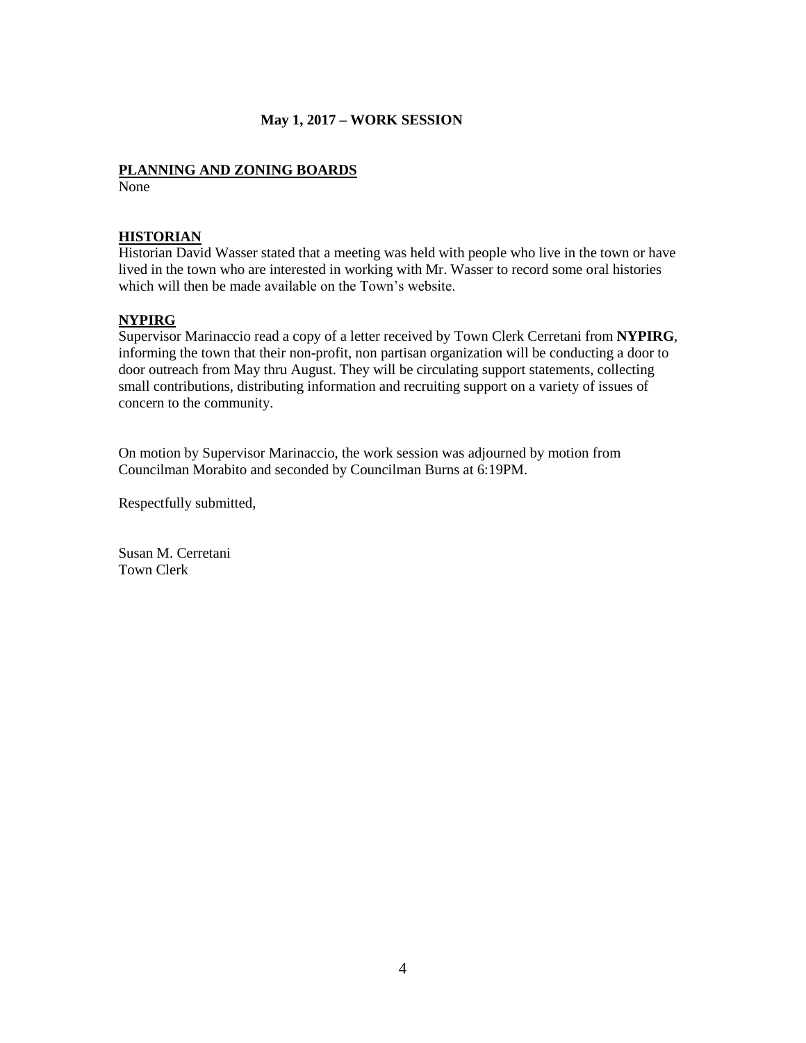**May 1, 2017 – WORK SESSION**

**PLANNING AND ZONING BOARDS**

None

**HISTORIAN**

Historian David Wasser stated that a meeting was held with people who live in the town or have lived in the town who are interested in working with Mr. Wasser to record some oral histories which will then be made available on the Town's website.

**NYPIRG**

Supervisor Marinaccio read a copy of a letter received by Town Clerk Cerretani from **NYPIRG**, informing the town that their non-profit, non partisan organization will be conducting a door to door outreach from May thru August. They will be circulating support statements, collecting small contributions, distributing information and recruiting support on a variety of issues of concern to the community.

On motion by Supervisor Marinaccio, the work session was adjourned by motion from Councilman Morabito and seconded by Councilman Burns at 6:19PM.

Respectfully submitted,

Susan M. Cerretani
Town Clerk